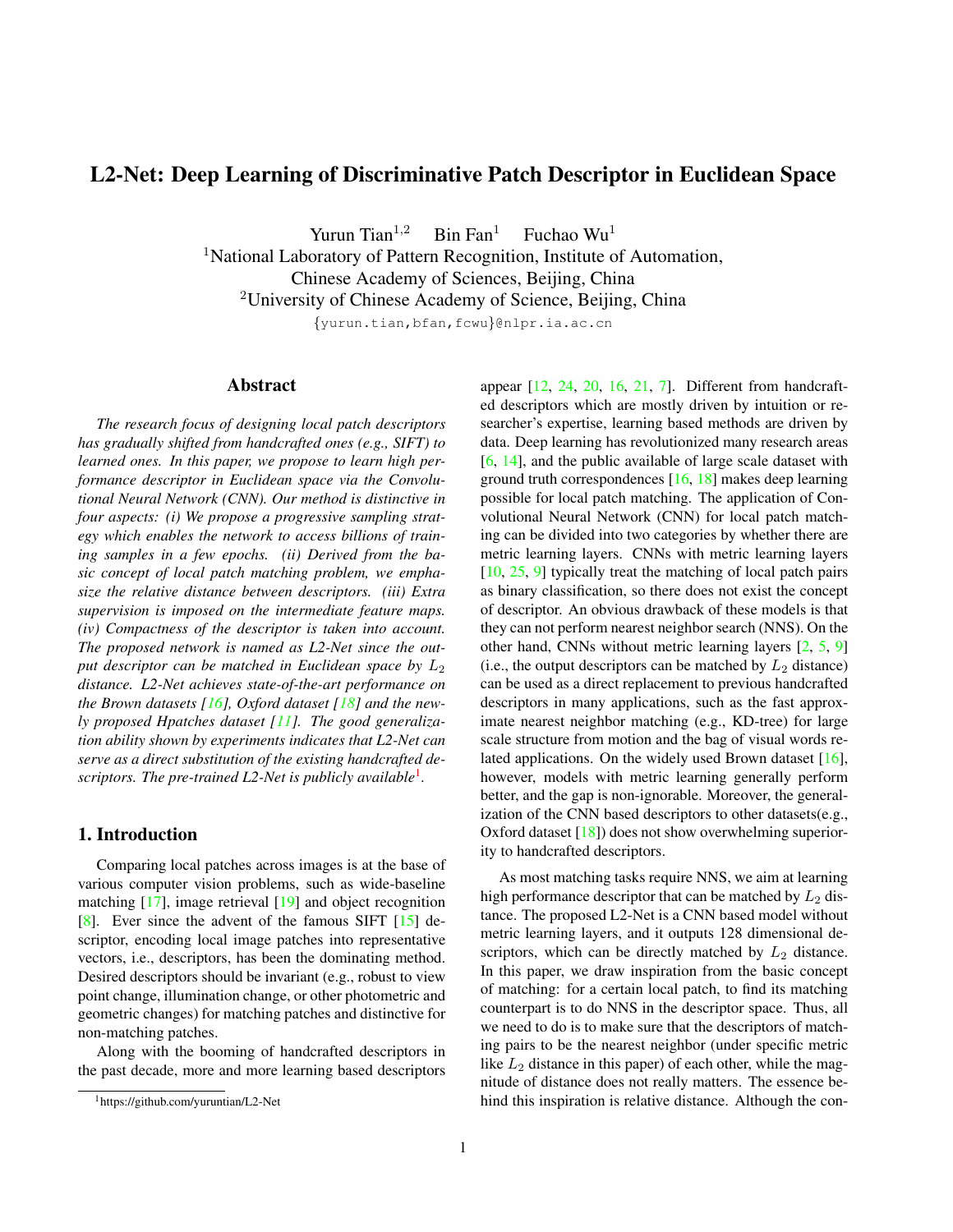# L2-Net: Deep Learning of Discriminative Patch Descriptor in Euclidean Space

Yurun Tian[1,2] Bin Fan[1] Fuchao Wu[1]

[1]National Laboratory of Pattern Recognition, Institute of Automation, Chinese Academy of Sciences, Beijing, China

[2]University of Chinese Academy of Science, Beijing, China

{yurun.tian,bfan,fcwu}@nlpr.ia.ac.cn

## Abstract

*The research focus of designing local patch descriptors has gradually shifted from handcrafted ones (e.g., SIFT) to learned ones. In this paper, we propose to learn high performance descriptor in Euclidean space via the Convolutional Neural Network (CNN). Our method is distinctive in four aspects: (i) We propose a progressive sampling strategy which enables the network to access billions of training samples in a few epochs. (ii) Derived from the basic concept of local patch matching problem, we emphasize the relative distance between descriptors. (iii) Extra supervision is imposed on the intermediate feature maps. (iv) Compactness of the descriptor is taken into account. The proposed network is named as L2-Net since the output descriptor can be matched in Euclidean space by $L_2$ distance. L2-Net achieves state-of-the-art performance on the Brown datasets [16], Oxford dataset [18] and the newly proposed Hpatches dataset [11]. The good generalization ability shown by experiments indicates that L2-Net can serve as a direct substitution of the existing handcrafted descriptors. The pre-trained L2-Net is publicly available[1].*

## 1. Introduction

Comparing local patches across images is at the base of various computer vision problems, such as wide-baseline matching [17], image retrieval [19] and object recognition [8]. Ever since the advent of the famous SIFT [15] descriptor, encoding local image patches into representative vectors, i.e., descriptors, has been the dominating method. Desired descriptors should be invariant (e.g., robust to view point change, illumination change, or other photometric and geometric changes) for matching patches and distinctive for non-matching patches.

Along with the booming of handcrafted descriptors in the past decade, more and more learning based descriptors appear [12, 24, 20, 16, 21, 7]. Different from handcrafted descriptors which are mostly driven by intuition or researcher's expertise, learning based methods are driven by data. Deep learning has revolutionized many research areas [6, 14], and the public available of large scale dataset with ground truth correspondences [16, 18] makes deep learning possible for local patch matching. The application of Convolutional Neural Network (CNN) for local patch matching can be divided into two categories by whether there are metric learning layers. CNNs with metric learning layers [10, 25, 9] typically treat the matching of local patch pairs as binary classification, so there does not exist the concept of descriptor. An obvious drawback of these models is that they can not perform nearest neighbor search (NNS). On the other hand, CNNs without metric learning layers [2, 5, 9] (i.e., the output descriptors can be matched by $L_2$ distance) can be used as a direct replacement to previous handcrafted descriptors in many applications, such as the fast approximate nearest neighbor matching (e.g., KD-tree) for large scale structure from motion and the bag of visual words related applications. On the widely used Brown dataset [16], however, models with metric learning generally perform better, and the gap is non-ignorable. Moreover, the generalization of the CNN based descriptors to other datasets(e.g., Oxford dataset [18]) does not show overwhelming superiority to handcrafted descriptors.

As most matching tasks require NNS, we aim at learning high performance descriptor that can be matched by $L_2$ distance. The proposed L2-Net is a CNN based model without metric learning layers, and it outputs 128 dimensional descriptors, which can be directly matched by $L_2$ distance. In this paper, we draw inspiration from the basic concept of matching: for a certain local patch, to find its matching counterpart is to do NNS in the descriptor space. Thus, all we need to do is to make sure that the descriptors of matching pairs to be the nearest neighbor (under specific metric like $L_2$ distance in this paper) of each other, while the magnitude of distance does not really matters. The essence behind this inspiration is relative distance. Although the con-

[1]https://github.com/yuruntian/L2-Net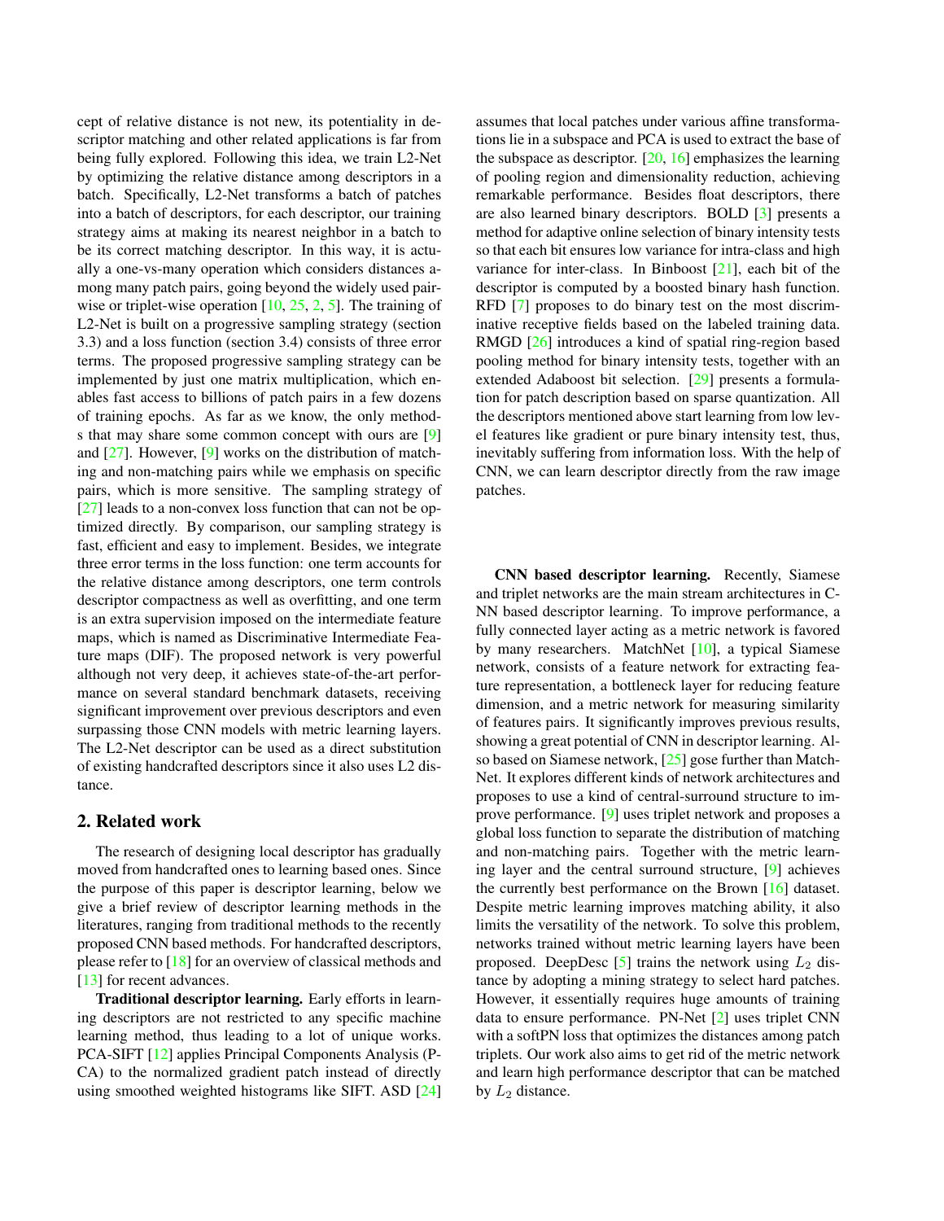cept of relative distance is not new, its potentiality in descriptor matching and other related applications is far from being fully explored. Following this idea, we train L2-Net by optimizing the relative distance among descriptors in a batch. Specifically, L2-Net transforms a batch of patches into a batch of descriptors, for each descriptor, our training strategy aims at making its nearest neighbor in a batch to be its correct matching descriptor. In this way, it is actually a one-vs-many operation which considers distances among many patch pairs, going beyond the widely used pairwise or triplet-wise operation [10, 25, 2, 5]. The training of L2-Net is built on a progressive sampling strategy (section 3.3) and a loss function (section 3.4) consists of three error terms. The proposed progressive sampling strategy can be implemented by just one matrix multiplication, which enables fast access to billions of patch pairs in a few dozens of training epochs. As far as we know, the only methods that may share some common concept with ours are [9] and [27]. However, [9] works on the distribution of matching and non-matching pairs while we emphasis on specific pairs, which is more sensitive. The sampling strategy of [27] leads to a non-convex loss function that can not be optimized directly. By comparison, our sampling strategy is fast, efficient and easy to implement. Besides, we integrate three error terms in the loss function: one term accounts for the relative distance among descriptors, one term controls descriptor compactness as well as overfitting, and one term is an extra supervision imposed on the intermediate feature maps, which is named as Discriminative Intermediate Feature maps (DIF). The proposed network is very powerful although not very deep, it achieves state-of-the-art performance on several standard benchmark datasets, receiving significant improvement over previous descriptors and even surpassing those CNN models with metric learning layers. The L2-Net descriptor can be used as a direct substitution of existing handcrafted descriptors since it also uses L2 distance.

## 2. Related work

The research of designing local descriptor has gradually moved from handcrafted ones to learning based ones. Since the purpose of this paper is descriptor learning, below we give a brief review of descriptor learning methods in the literatures, ranging from traditional methods to the recently proposed CNN based methods. For handcrafted descriptors, please refer to [18] for an overview of classical methods and [13] for recent advances.

**Traditional descriptor learning.** Early efforts in learning descriptors are not restricted to any specific machine learning method, thus leading to a lot of unique works. PCA-SIFT [12] applies Principal Components Analysis (PCA) to the normalized gradient patch instead of directly using smoothed weighted histograms like SIFT. ASD [24] assumes that local patches under various affine transformations lie in a subspace and PCA is used to extract the base of the subspace as descriptor. [20, 16] emphasizes the learning of pooling region and dimensionality reduction, achieving remarkable performance. Besides float descriptors, there are also learned binary descriptors. BOLD [3] presents a method for adaptive online selection of binary intensity tests so that each bit ensures low variance for intra-class and high variance for inter-class. In Binboost [21], each bit of the descriptor is computed by a boosted binary hash function. RFD [7] proposes to do binary test on the most discriminative receptive fields based on the labeled training data. RMGD [26] introduces a kind of spatial ring-region based pooling method for binary intensity tests, together with an extended Adaboost bit selection. [29] presents a formulation for patch description based on sparse quantization. All the descriptors mentioned above start learning from low level features like gradient or pure binary intensity test, thus, inevitably suffering from information loss. With the help of CNN, we can learn descriptor directly from the raw image patches.

**CNN based descriptor learning.** Recently, Siamese and triplet networks are the main stream architectures in CNN based descriptor learning. To improve performance, a fully connected layer acting as a metric network is favored by many researchers. MatchNet [10], a typical Siamese network, consists of a feature network for extracting feature representation, a bottleneck layer for reducing feature dimension, and a metric network for measuring similarity of features pairs. It significantly improves previous results, showing a great potential of CNN in descriptor learning. Also based on Siamese network, [25] gose further than MatchNet. It explores different kinds of network architectures and proposes to use a kind of central-surround structure to improve performance. [9] uses triplet network and proposes a global loss function to separate the distribution of matching and non-matching pairs. Together with the metric learning layer and the central surround structure, [9] achieves the currently best performance on the Brown [16] dataset. Despite metric learning improves matching ability, it also limits the versatility of the network. To solve this problem, networks trained without metric learning layers have been proposed. DeepDesc [5] trains the network using $L_2$ distance by adopting a mining strategy to select hard patches. However, it essentially requires huge amounts of training data to ensure performance. PN-Net [2] uses triplet CNN with a softPN loss that optimizes the distances among patch triplets. Our work also aims to get rid of the metric network and learn high performance descriptor that can be matched by $L_2$ distance.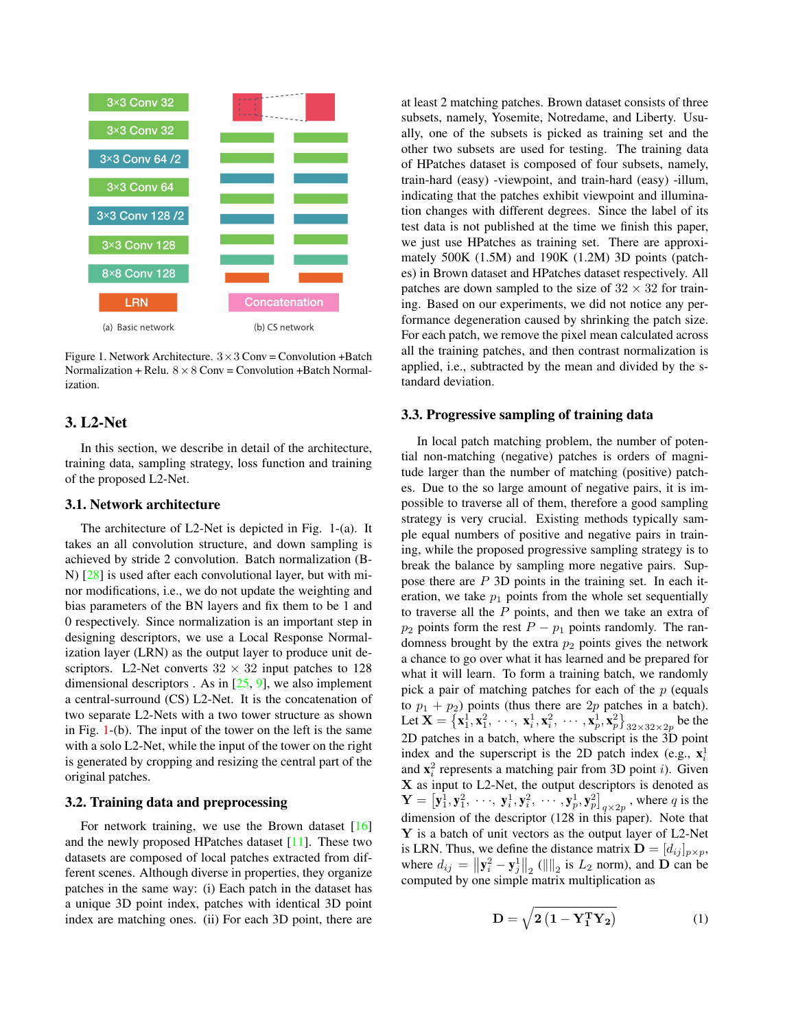Figure 1. Network Architecture. $3 \times 3$ Conv = Convolution +Batch Normalization + Relu. $8 \times 8$ Conv = Convolution +Batch Normalization.

## 3. L2-Net

In this section, we describe in detail of the architecture, training data, sampling strategy, loss function and training of the proposed L2-Net.

### 3.1. Network architecture

The architecture of L2-Net is depicted in Fig. 1-(a). It takes an all convolution structure, and down sampling is achieved by stride 2 convolution. Batch normalization (BN) [28] is used after each convolutional layer, but with minor modifications, i.e., we do not update the weighting and bias parameters of the BN layers and fix them to be 1 and 0 respectively. Since normalization is an important step in designing descriptors, we use a Local Response Normalization layer (LRN) as the output layer to produce unit descriptors. L2-Net converts $32 \times 32$ input patches to 128 dimensional descriptors . As in [25, 9], we also implement a central-surround (CS) L2-Net. It is the concatenation of two separate L2-Nets with a two tower structure as shown in Fig. 1-(b). The input of the tower on the left is the same with a solo L2-Net, while the input of the tower on the right is generated by cropping and resizing the central part of the original patches.

### 3.2. Training data and preprocessing

For network training, we use the Brown dataset [16] and the newly proposed HPatches dataset [11]. These two datasets are composed of local patches extracted from different scenes. Although diverse in properties, they organize patches in the same way: (i) Each patch in the dataset has a unique 3D point index, patches with identical 3D point index are matching ones. (ii) For each 3D point, there are at least 2 matching patches. Brown dataset consists of three subsets, namely, Yosemite, Notredame, and Liberty. Usually, one of the subsets is picked as training set and the other two subsets are used for testing. The training data of HPatches dataset is composed of four subsets, namely, train-hard (easy) -viewpoint, and train-hard (easy) -illum, indicating that the patches exhibit viewpoint and illumination changes with different degrees. Since the label of its test data is not published at the time we finish this paper, we just use HPatches as training set. There are approximately 500K (1.5M) and 190K (1.2M) 3D points (patches) in Brown dataset and HPatches dataset respectively. All patches are down sampled to the size of $32 \times 32$ for training. Based on our experiments, we did not notice any performance degeneration caused by shrinking the patch size. For each patch, we remove the pixel mean calculated across all the training patches, and then contrast normalization is applied, i.e., subtracted by the mean and divided by the standard deviation.

### 3.3. Progressive sampling of training data

In local patch matching problem, the number of potential non-matching (negative) patches is orders of magnitude larger than the number of matching (positive) patches. Due to the so large amount of negative pairs, it is impossible to traverse all of them, therefore a good sampling strategy is very crucial. Existing methods typically sample equal numbers of positive and negative pairs in training, while the proposed progressive sampling strategy is to break the balance by sampling more negative pairs. Suppose there are $P$ 3D points in the training set. In each iteration, we take $p_1$ points from the whole set sequentially to traverse all the $P$ points, and then we take an extra of $p_2$ points form the rest $P - p_1$ points randomly. The randomness brought by the extra $p_2$ points gives the network a chance to go over what it has learned and be prepared for what it will learn. To form a training batch, we randomly pick a pair of matching patches for each of the $p$ (equals to $p_1 + p_2$) points (thus there are $2p$ patches in a batch). Let $\mathbf{X} = \left\{\mathbf{x}_1^1, \mathbf{x}_1^2, \cdots, \mathbf{x}_i^1, \mathbf{x}_i^2, \cdots, \mathbf{x}_p^1, \mathbf{x}_p^2\right\}_{32 \times 32 \times 2p}$ be the 2D patches in a batch, where the subscript is the 3D point index and the superscript is the 2D patch index (e.g., $\mathbf{x}_i^1$ and $\mathbf{x}_i^2$ represents a matching pair from 3D point $i$). Given $\mathbf{X}$ as input to L2-Net, the output descriptors is denoted as $\mathbf{Y} = \left[\mathbf{y}_1^1, \mathbf{y}_1^2, \cdots, \mathbf{y}_i^1, \mathbf{y}_i^2, \cdots, \mathbf{y}_p^1, \mathbf{y}_p^2\right]_{q \times 2p}$, where $q$ is the dimension of the descriptor (128 in this paper). Note that $\mathbf{Y}$ is a batch of unit vectors as the output layer of L2-Net is LRN. Thus, we define the distance matrix $\mathbf{D} = [d_{ij}]_{p \times p}$, where $d_{ij} = \left\|\mathbf{y}_i^2 - \mathbf{y}_j^1\right\|_2$ ($\|\|_2$ is $L_2$ norm), and $\mathbf{D}$ can be computed by one simple matrix multiplication as

$$\mathbf{D} = \sqrt{2\left(1 - \mathbf{Y}_1^{\mathbf{T}} \mathbf{Y}_2\right)} \tag{1}$$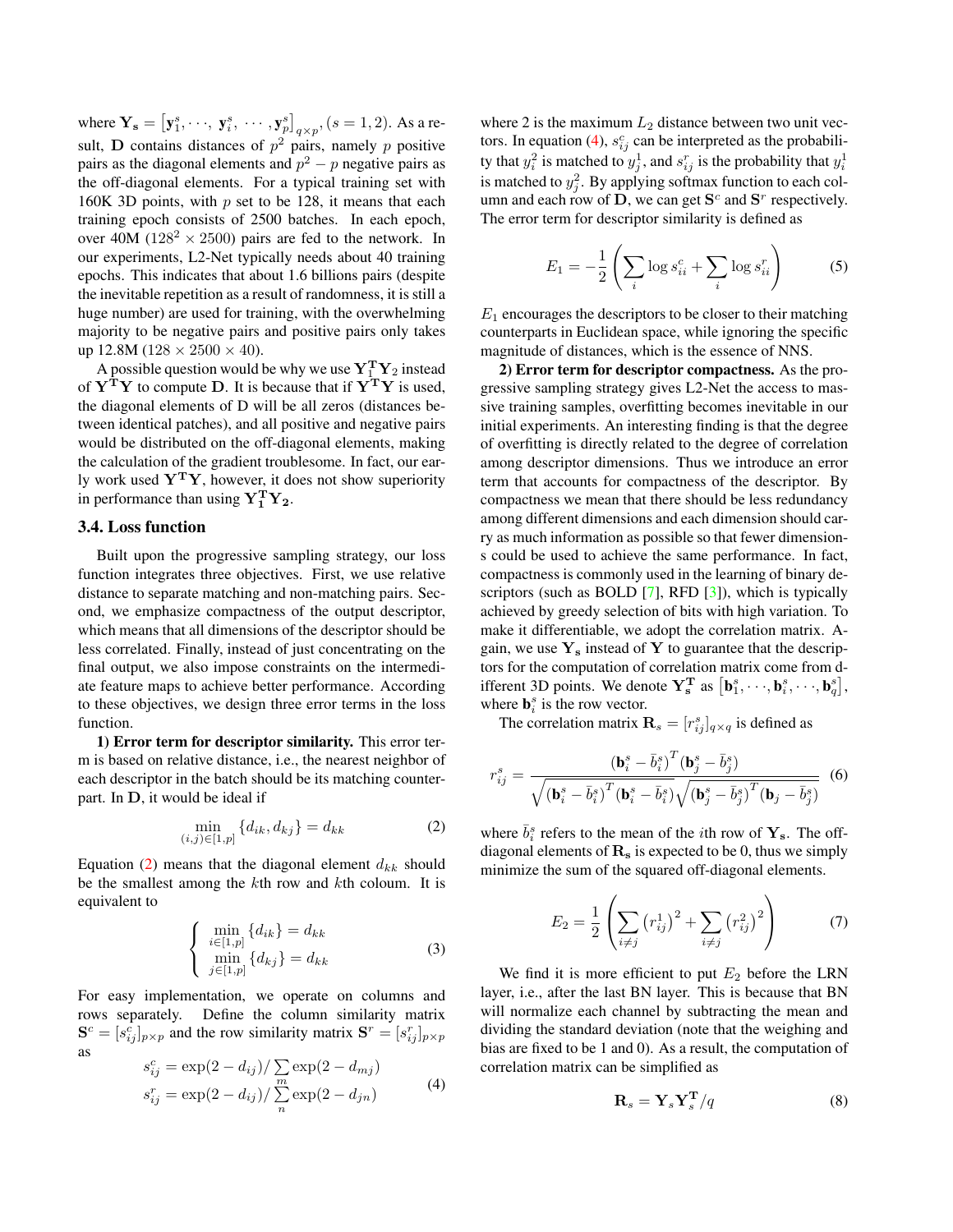where $\mathbf{Y_s} = \left[\mathbf{y}_1^s, \cdots, \mathbf{y}_i^s, \cdots, \mathbf{y}_p^s\right]_{q \times p}, (s = 1, 2)$. As a result, $\mathbf{D}$ contains distances of $p^2$ pairs, namely $p$ positive pairs as the diagonal elements and $p^2 - p$ negative pairs as the off-diagonal elements. For a typical training set with 160K 3D points, with $p$ set to be 128, it means that each training epoch consists of 2500 batches. In each epoch, over 40M ($128^2 \times 2500$) pairs are fed to the network. In our experiments, L2-Net typically needs about 40 training epochs. This indicates that about 1.6 billions pairs (despite the inevitable repetition as a result of randomness, it is still a huge number) are used for training, with the overwhelming majority to be negative pairs and positive pairs only takes up 12.8M ($128 \times 2500 \times 40$).

A possible question would be why we use $\mathbf{Y_1^T Y_2}$ instead of $\mathbf{Y^T Y}$ to compute $\mathbf{D}$. It is because that if $\mathbf{Y^T Y}$ is used, the diagonal elements of D will be all zeros (distances between identical patches), and all positive and negative pairs would be distributed on the off-diagonal elements, making the calculation of the gradient troublesome. In fact, our early work used $\mathbf{Y^T Y}$, however, it does not show superiority in performance than using $\mathbf{Y_1^T Y_2}$.

### 3.4. Loss function

Built upon the progressive sampling strategy, our loss function integrates three objectives. First, we use relative distance to separate matching and non-matching pairs. Second, we emphasize compactness of the output descriptor, which means that all dimensions of the descriptor should be less correlated. Finally, instead of just concentrating on the final output, we also impose constraints on the intermediate feature maps to achieve better performance. According to these objectives, we design three error terms in the loss function.

**1) Error term for descriptor similarity.** This error term is based on relative distance, i.e., the nearest neighbor of each descriptor in the batch should be its matching counterpart. In $\mathbf{D}$, it would be ideal if

$$\min_{(i,j) \in [1,p]} \{d_{ik}, d_{kj}\} = d_{kk} \tag{2}$$

Equation (2) means that the diagonal element $d_{kk}$ should be the smallest among the $k$th row and $k$th coloum. It is equivalent to

$$\begin{cases} \min\limits_{i \in [1,p]} \{d_{ik}\} = d_{kk} \\ \min\limits_{j \in [1,p]} \{d_{kj}\} = d_{kk} \end{cases} \tag{3}$$

For easy implementation, we operate on columns and rows separately. Define the column similarity matrix $\mathbf{S}^c = [s_{ij}^c]_{p \times p}$ and the row similarity matrix $\mathbf{S}^r = [s_{ij}^r]_{p \times p}$ as

$$\begin{aligned} s_{ij}^c &= \exp(2 - d_{ij}) / \sum_m \exp(2 - d_{mj}) \\ s_{ij}^r &= \exp(2 - d_{ij}) / \sum_n \exp(2 - d_{jn}) \end{aligned} \tag{4}$$

where 2 is the maximum $L_2$ distance between two unit vectors. In equation (4), $s_{ij}^c$ can be interpreted as the probability that $y_i^2$ is matched to $y_j^1$, and $s_{ij}^r$ is the probability that $y_i^1$ is matched to $y_j^2$. By applying softmax function to each column and each row of $\mathbf{D}$, we can get $\mathbf{S}^c$ and $\mathbf{S}^r$ respectively. The error term for descriptor similarity is defined as

$$E_1 = -\frac{1}{2}\left(\sum_i \log s_{ii}^c + \sum_i \log s_{ii}^r\right) \tag{5}$$

$E_1$ encourages the descriptors to be closer to their matching counterparts in Euclidean space, while ignoring the specific magnitude of distances, which is the essence of NNS.

**2) Error term for descriptor compactness.** As the progressive sampling strategy gives L2-Net the access to massive training samples, overfitting becomes inevitable in our initial experiments. An interesting finding is that the degree of overfitting is directly related to the degree of correlation among descriptor dimensions. Thus we introduce an error term that accounts for compactness of the descriptor. By compactness we mean that there should be less redundancy among different dimensions and each dimension should carry as much information as possible so that fewer dimensions could be used to achieve the same performance. In fact, compactness is commonly used in the learning of binary descriptors (such as BOLD [7], RFD [3]), which is typically achieved by greedy selection of bits with high variation. To make it differentiable, we adopt the correlation matrix. Again, we use $\mathbf{Y_s}$ instead of $\mathbf{Y}$ to guarantee that the descriptors for the computation of correlation matrix come from different 3D points. We denote $\mathbf{Y_s^T}$ as $\left[\mathbf{b}_1^s, \cdots, \mathbf{b}_i^s, \cdots, \mathbf{b}_q^s\right]$, where $\mathbf{b}_i^s$ is the row vector.

The correlation matrix $\mathbf{R}_s = [r_{ij}^s]_{q \times q}$ is defined as

$$r_{ij}^s = \frac{\left(\mathbf{b}_i^s - \bar{b}_i^s\right)^T \left(\mathbf{b}_j^s - \bar{b}_j^s\right)}{\sqrt{\left(\mathbf{b}_i^s - \bar{b}_i^s\right)^T \left(\mathbf{b}_i^s - \bar{b}_i^s\right)} \sqrt{\left(\mathbf{b}_j^s - \bar{b}_j^s\right)^T \left(\mathbf{b}_j - \bar{b}_j^s\right)}} \tag{6}$$

where $\bar{b}_i^s$ refers to the mean of the $i$th row of $\mathbf{Y_s}$. The off-diagonal elements of $\mathbf{R_s}$ is expected to be 0, thus we simply minimize the sum of the squared off-diagonal elements.

$$E_2 = \frac{1}{2}\left(\sum_{i \neq j} \left(r_{ij}^1\right)^2 + \sum_{i \neq j} \left(r_{ij}^2\right)^2\right) \tag{7}$$

We find it is more efficient to put $E_2$ before the LRN layer, i.e., after the last BN layer. This is because that BN will normalize each channel by subtracting the mean and dividing the standard deviation (note that the weighing and bias are fixed to be 1 and 0). As a result, the computation of correlation matrix can be simplified as

$$\mathbf{R}_s = \mathbf{Y}_s \mathbf{Y}_s^{\mathbf{T}} / q \tag{8}$$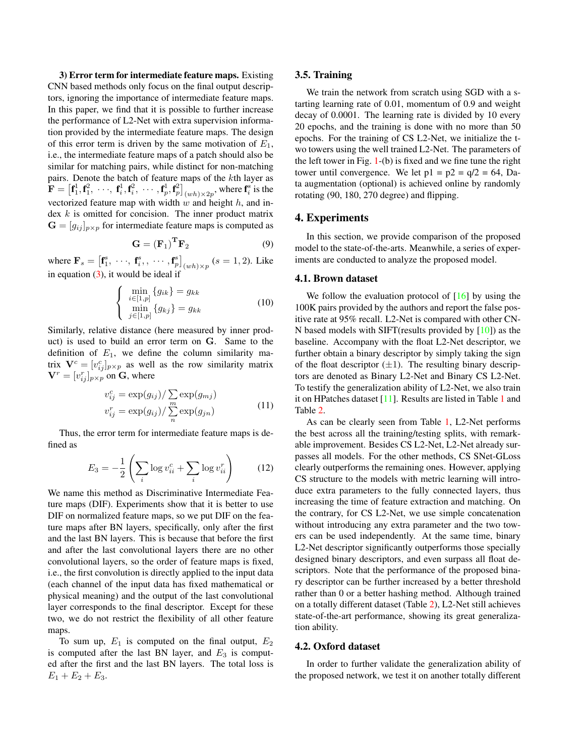**3) Error term for intermediate feature maps.** Existing CNN based methods only focus on the final output descriptors, ignoring the importance of intermediate feature maps. In this paper, we find that it is possible to further increase the performance of L2-Net with extra supervision information provided by the intermediate feature maps. The design of this error term is driven by the same motivation of $E_1$, i.e., the intermediate feature maps of a patch should also be similar for matching pairs, while distinct for non-matching pairs. Denote the batch of feature maps of the $k$th layer as $\mathbf{F} = \left[\mathbf{f}_1^1, \mathbf{f}_1^2, \cdots, \mathbf{f}_i^1, \mathbf{f}_i^2, \cdots, \mathbf{f}_p^1, \mathbf{f}_p^2\right]_{(wh)\times 2p}$, where $\mathbf{f}_i^s$ is the vectorized feature map with width $w$ and height $h$, and index $k$ is omitted for concision. The inner product matrix $\mathbf{G} = [g_{ij}]_{p\times p}$ for intermediate feature maps is computed as

$$\mathbf{G} = (\mathbf{F}_1)^{\mathbf{T}}\mathbf{F}_2 \tag{9}$$

where $\mathbf{F}_s = \left[\mathbf{f}_1^s, \cdots, \mathbf{f}_i^s, , \cdots, \mathbf{f}_p^s\right]_{(wh)\times p}$ $(s = 1, 2)$. Like in equation (3), it would be ideal if

$$\begin{cases} \min\limits_{i\in[1,p]} \{g_{ik}\} = g_{kk} \\ \min\limits_{j\in[1,p]} \{g_{kj}\} = g_{kk} \end{cases} \tag{10}$$

Similarly, relative distance (here measured by inner product) is used to build an error term on $\mathbf{G}$. Same to the definition of $E_1$, we define the column similarity matrix $\mathbf{V}^c = [v_{ij}^c]_{p\times p}$ as well as the row similarity matrix $\mathbf{V}^r = [v_{ij}^r]_{p\times p}$ on $\mathbf{G}$, where

$$\begin{aligned} v_{ij}^c &= \exp(g_{ij}) / \sum_m \exp(g_{mj}) \\ v_{ij}^r &= \exp(g_{ij}) / \sum_n \exp(g_{jn}) \end{aligned} \tag{11}$$

Thus, the error term for intermediate feature maps is defined as

$$E_3 = -\frac{1}{2}\left(\sum_i \log v_{ii}^c + \sum_i \log v_{ii}^r\right) \tag{12}$$

We name this method as Discriminative Intermediate Feature maps (DIF). Experiments show that it is better to use DIF on normalized feature maps, so we put DIF on the feature maps after BN layers, specifically, only after the first and the last BN layers. This is because that before the first and after the last convolutional layers there are no other convolutional layers, so the order of feature maps is fixed, i.e., the first convolution is directly applied to the input data (each channel of the input data has fixed mathematical or physical meaning) and the output of the last convolutional layer corresponds to the final descriptor. Except for these two, we do not restrict the flexibility of all other feature maps.

To sum up, $E_1$ is computed on the final output, $E_2$ is computed after the last BN layer, and $E_3$ is computed after the first and the last BN layers. The total loss is $E_1 + E_2 + E_3$.

## 3.5. Training

We train the network from scratch using SGD with a starting learning rate of 0.01, momentum of 0.9 and weight decay of 0.0001. The learning rate is divided by 10 every 20 epochs, and the training is done with no more than 50 epochs. For the training of CS L2-Net, we initialize the two towers using the well trained L2-Net. The parameters of the left tower in Fig. 1-(b) is fixed and we fine tune the right tower until convergence. We let p1 = p2 = q/2 = 64, Data augmentation (optional) is achieved online by randomly rotating (90, 180, 270 degree) and flipping.

# 4. Experiments

In this section, we provide comparison of the proposed model to the state-of-the-arts. Meanwhile, a series of experiments are conducted to analyze the proposed model.

## 4.1. Brown dataset

We follow the evaluation protocol of [16] by using the 100K pairs provided by the authors and report the false positive rate at 95% recall. L2-Net is compared with other CNN based models with SIFT(results provided by [10]) as the baseline. Accompany with the float L2-Net descriptor, we further obtain a binary descriptor by simply taking the sign of the float descriptor ($\pm 1$). The resulting binary descriptors are denoted as Binary L2-Net and Binary CS L2-Net. To testify the generalization ability of L2-Net, we also train it on HPatches dataset [11]. Results are listed in Table 1 and Table 2.

As can be clearly seen from Table 1, L2-Net performs the best across all the training/testing splits, with remarkable improvement. Besides CS L2-Net, L2-Net already surpasses all models. For the other methods, CS SNet-GLoss clearly outperforms the remaining ones. However, applying CS structure to the models with metric learning will introduce extra parameters to the fully connected layers, thus increasing the time of feature extraction and matching. On the contrary, for CS L2-Net, we use simple concatenation without introducing any extra parameter and the two towers can be used independently. At the same time, binary L2-Net descriptor significantly outperforms those specially designed binary descriptors, and even surpass all float descriptors. Note that the performance of the proposed binary descriptor can be further increased by a better threshold rather than 0 or a better hashing method. Although trained on a totally different dataset (Table 2), L2-Net still achieves state-of-the-art performance, showing its great generalization ability.

## 4.2. Oxford dataset

In order to further validate the generalization ability of the proposed network, we test it on another totally different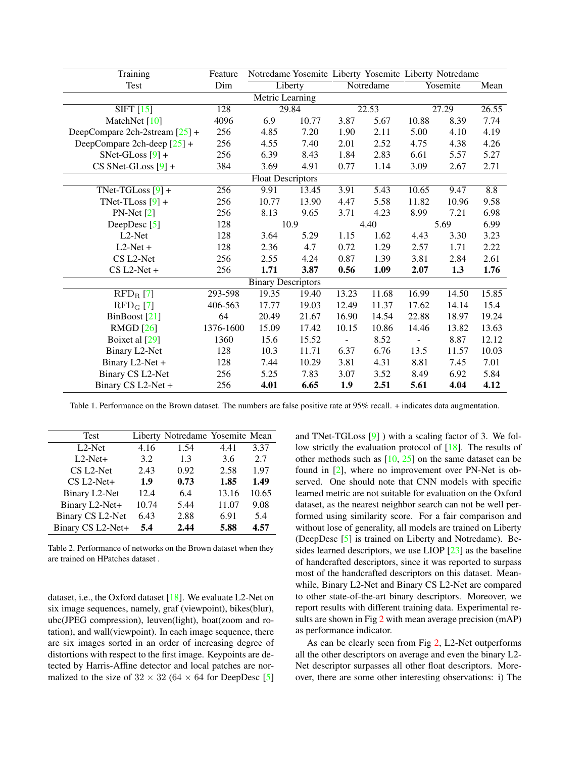| Training | Feature | Notredame | Yosemite | Liberty | Yosemite | Liberty | Notredame | |
|---|---|---|---|---|---|---|---|---|
| Test | Dim | Liberty | | Notredame | | Yosemite | | Mean |
| **Metric Learning** | | | | | | | | |
| SIFT [15] | 128 | 29.84 | | 22.53 | | 27.29 | | 26.55 |
| MatchNet [10] | 4096 | 6.9 | 10.77 | 3.87 | 5.67 | 10.88 | 8.39 | 7.74 |
| DeepCompare 2ch-2stream [25] + | 256 | 4.85 | 7.20 | 1.90 | 2.11 | 5.00 | 4.10 | 4.19 |
| DeepCompare 2ch-deep [25] + | 256 | 4.55 | 7.40 | 2.01 | 2.52 | 4.75 | 4.38 | 4.26 |
| SNet-GLoss [9] + | 256 | 6.39 | 8.43 | 1.84 | 2.83 | 6.61 | 5.57 | 5.27 |
| CS SNet-GLoss [9] + | 384 | 3.69 | 4.91 | 0.77 | 1.14 | 3.09 | 2.67 | 2.71 |
| **Float Descriptors** | | | | | | | | |
| TNet-TGLoss [9] + | 256 | 9.91 | 13.45 | 3.91 | 5.43 | 10.65 | 9.47 | 8.8 |
| TNet-TLoss [9] + | 256 | 10.77 | 13.90 | 4.47 | 5.58 | 11.82 | 10.96 | 9.58 |
| PN-Net [2] | 256 | 8.13 | 9.65 | 3.71 | 4.23 | 8.99 | 7.21 | 6.98 |
| DeepDesc [5] | 128 | 10.9 | | 4.40 | | 5.69 | | 6.99 |
| L2-Net | 128 | 3.64 | 5.29 | 1.15 | 1.62 | 4.43 | 3.30 | 3.23 |
| L2-Net + | 128 | 2.36 | 4.7 | 0.72 | 1.29 | 2.57 | 1.71 | 2.22 |
| CS L2-Net | 256 | 2.55 | 4.24 | 0.87 | 1.39 | 3.81 | 2.84 | 2.61 |
| CS L2-Net + | 256 | **1.71** | **3.87** | **0.56** | **1.09** | **2.07** | **1.3** | **1.76** |
| **Binary Descriptors** | | | | | | | | |
| $\text{RFD}_\text{R}$ [7] | 293-598 | 19.35 | 19.40 | 13.23 | 11.68 | 16.99 | 14.50 | 15.85 |
| $\text{RFD}_\text{G}$ [7] | 406-563 | 17.77 | 19.03 | 12.49 | 11.37 | 17.62 | 14.14 | 15.4 |
| BinBoost [21] | 64 | 20.49 | 21.67 | 16.90 | 14.54 | 22.88 | 18.97 | 19.24 |
| RMGD [26] | 1376-1600 | 15.09 | 17.42 | 10.15 | 10.86 | 14.46 | 13.82 | 13.63 |
| Boixet al [29] | 1360 | 15.6 | 15.52 | - | 8.52 | - | 8.87 | 12.12 |
| Binary L2-Net | 128 | 10.3 | 11.71 | 6.37 | 6.76 | 13.5 | 11.57 | 10.03 |
| Binary L2-Net + | 128 | 7.44 | 10.29 | 3.81 | 4.31 | 8.81 | 7.45 | 7.01 |
| Binary CS L2-Net | 256 | 5.25 | 7.83 | 3.07 | 3.52 | 8.49 | 6.92 | 5.84 |
| Binary CS L2-Net + | 256 | **4.01** | **6.65** | **1.9** | **2.51** | **5.61** | **4.04** | **4.12** |

Table 1. Performance on the Brown dataset. The numbers are false positive rate at 95% recall. + indicates data augmentation.

| Test | Liberty | Notredame | Yosemite | Mean |
|---|---|---|---|---|
| L2-Net | 4.16 | 1.54 | 4.41 | 3.37 |
| L2-Net+ | 3.2 | 1.3 | 3.6 | 2.7 |
| CS L2-Net | 2.43 | 0.92 | 2.58 | 1.97 |
| CS L2-Net+ | **1.9** | **0.73** | **1.85** | **1.49** |
| Binary L2-Net | 12.4 | 6.4 | 13.16 | 10.65 |
| Binary L2-Net+ | 10.74 | 5.44 | 11.07 | 9.08 |
| Binary CS L2-Net | 6.43 | 2.88 | 6.91 | 5.4 |
| Binary CS L2-Net+ | **5.4** | **2.44** | **5.88** | **4.57** |

Table 2. Performance of networks on the Brown dataset when they are trained on HPatches dataset .

dataset, i.e., the Oxford dataset [18]. We evaluate L2-Net on six image sequences, namely, graf (viewpoint), bikes(blur), ubc(JPEG compression), leuven(light), boat(zoom and rotation), and wall(viewpoint). In each image sequence, there are six images sorted in an order of increasing degree of distortions with respect to the first image. Keypoints are detected by Harris-Affine detector and local patches are normalized to the size of $32 \times 32$ ($64 \times 64$ for DeepDesc [5] and TNet-TGLoss [9] ) with a scaling factor of 3. We follow strictly the evaluation protocol of [18]. The results of other methods such as [10, 25] on the same dataset can be found in [2], where no improvement over PN-Net is observed. One should note that CNN models with specific learned metric are not suitable for evaluation on the Oxford dataset, as the nearest neighbor search can not be well performed using similarity score. For a fair comparison and without lose of generality, all models are trained on Liberty (DeepDesc [5] is trained on Liberty and Notredame). Besides learned descriptors, we use LIOP [23] as the baseline of handcrafted descriptors, since it was reported to surpass most of the handcrafted descriptors on this dataset. Meanwhile, Binary L2-Net and Binary CS L2-Net are compared to other state-of-the-art binary descriptors. Moreover, we report results with different training data. Experimental results are shown in Fig 2 with mean average precision (mAP) as performance indicator.

As can be clearly seen from Fig 2, L2-Net outperforms all the other descriptors on average and even the binary L2-Net descriptor surpasses all other float descriptors. Moreover, there are some other interesting observations: i) The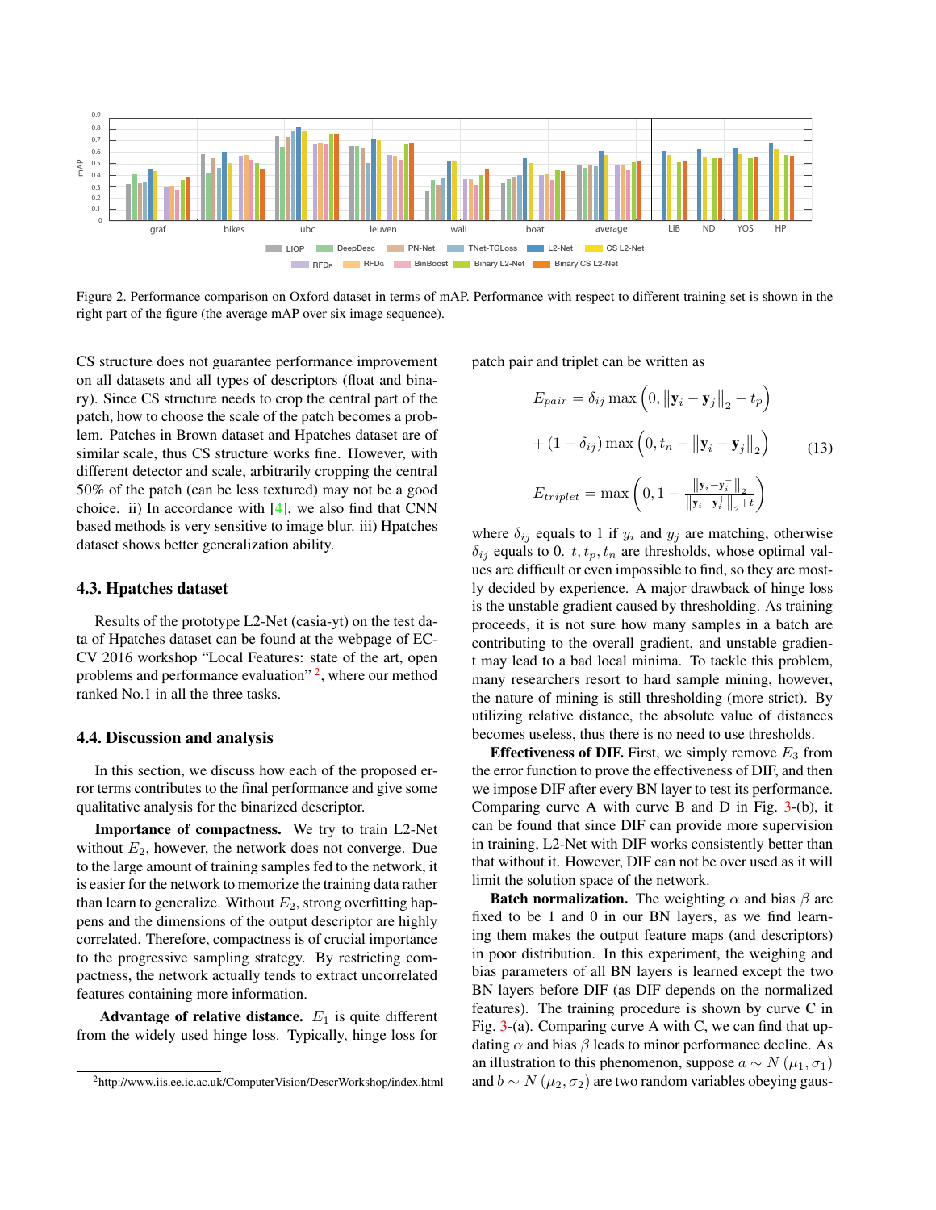Figure 2. Performance comparison on Oxford dataset in terms of mAP. Performance with respect to different training set is shown in the right part of the figure (the average mAP over six image sequence).

CS structure does not guarantee performance improvement on all datasets and all types of descriptors (float and binary). Since CS structure needs to crop the central part of the patch, how to choose the scale of the patch becomes a problem. Patches in Brown dataset and Hpatches dataset are of similar scale, thus CS structure works fine. However, with different detector and scale, arbitrarily cropping the central 50% of the patch (can be less textured) may not be a good choice. ii) In accordance with [4], we also find that CNN based methods is very sensitive to image blur. iii) Hpatches dataset shows better generalization ability.

### 4.3. Hpatches dataset

Results of the prototype L2-Net (casia-yt) on the test data of Hpatches dataset can be found at the webpage of ECCV 2016 workshop "Local Features: state of the art, open problems and performance evaluation" [2], where our method ranked No.1 in all the three tasks.

### 4.4. Discussion and analysis

In this section, we discuss how each of the proposed error terms contributes to the final performance and give some qualitative analysis for the binarized descriptor.

**Importance of compactness.** We try to train L2-Net without $E_2$, however, the network does not converge. Due to the large amount of training samples fed to the network, it is easier for the network to memorize the training data rather than learn to generalize. Without $E_2$, strong overfitting happens and the dimensions of the output descriptor are highly correlated. Therefore, compactness is of crucial importance to the progressive sampling strategy. By restricting compactness, the network actually tends to extract uncorrelated features containing more information.

**Advantage of relative distance.** $E_1$ is quite different from the widely used hinge loss. Typically, hinge loss for patch pair and triplet can be written as

$$
\begin{aligned}
E_{pair} &= \delta_{ij} \max\left(0, \left\|\mathbf{y}_i - \mathbf{y}_j\right\|_2 - t_p\right) \\
&+ (1-\delta_{ij}) \max\left(0, t_n - \left\|\mathbf{y}_i - \mathbf{y}_j\right\|_2\right) \\
E_{triplet} &= \max\left(0, 1 - \frac{\left\|\mathbf{y}_i - \mathbf{y}_i^-\right\|_2}{\left\|\mathbf{y}_i - \mathbf{y}_i^+\right\|_2 + t}\right)
\end{aligned}
\tag{13}
$$

where $\delta_{ij}$ equals to 1 if $y_i$ and $y_j$ are matching, otherwise $\delta_{ij}$ equals to 0. $t, t_p, t_n$ are thresholds, whose optimal values are difficult or even impossible to find, so they are mostly decided by experience. A major drawback of hinge loss is the unstable gradient caused by thresholding. As training proceeds, it is not sure how many samples in a batch are contributing to the overall gradient, and unstable gradient may lead to a bad local minima. To tackle this problem, many researchers resort to hard sample mining, however, the nature of mining is still thresholding (more strict). By utilizing relative distance, the absolute value of distances becomes useless, thus there is no need to use thresholds.

**Effectiveness of DIF.** First, we simply remove $E_3$ from the error function to prove the effectiveness of DIF, and then we impose DIF after every BN layer to test its performance. Comparing curve A with curve B and D in Fig. 3-(b), it can be found that since DIF can provide more supervision in training, L2-Net with DIF works consistently better than that without it. However, DIF can not be over used as it will limit the solution space of the network.

**Batch normalization.** The weighting $\alpha$ and bias $\beta$ are fixed to be 1 and 0 in our BN layers, as we find learning them makes the output feature maps (and descriptors) in poor distribution. In this experiment, the weighing and bias parameters of all BN layers is learned except the two BN layers before DIF (as DIF depends on the normalized features). The training procedure is shown by curve C in Fig. 3-(a). Comparing curve A with C, we can find that updating $\alpha$ and bias $\beta$ leads to minor performance decline. As an illustration to this phenomenon, suppose $a \sim N(\mu_1, \sigma_1)$ and $b \sim N(\mu_2, \sigma_2)$ are two random variables obeying gaus-

[2] http://www.iis.ee.ic.ac.uk/ComputerVision/DescrWorkshop/index.html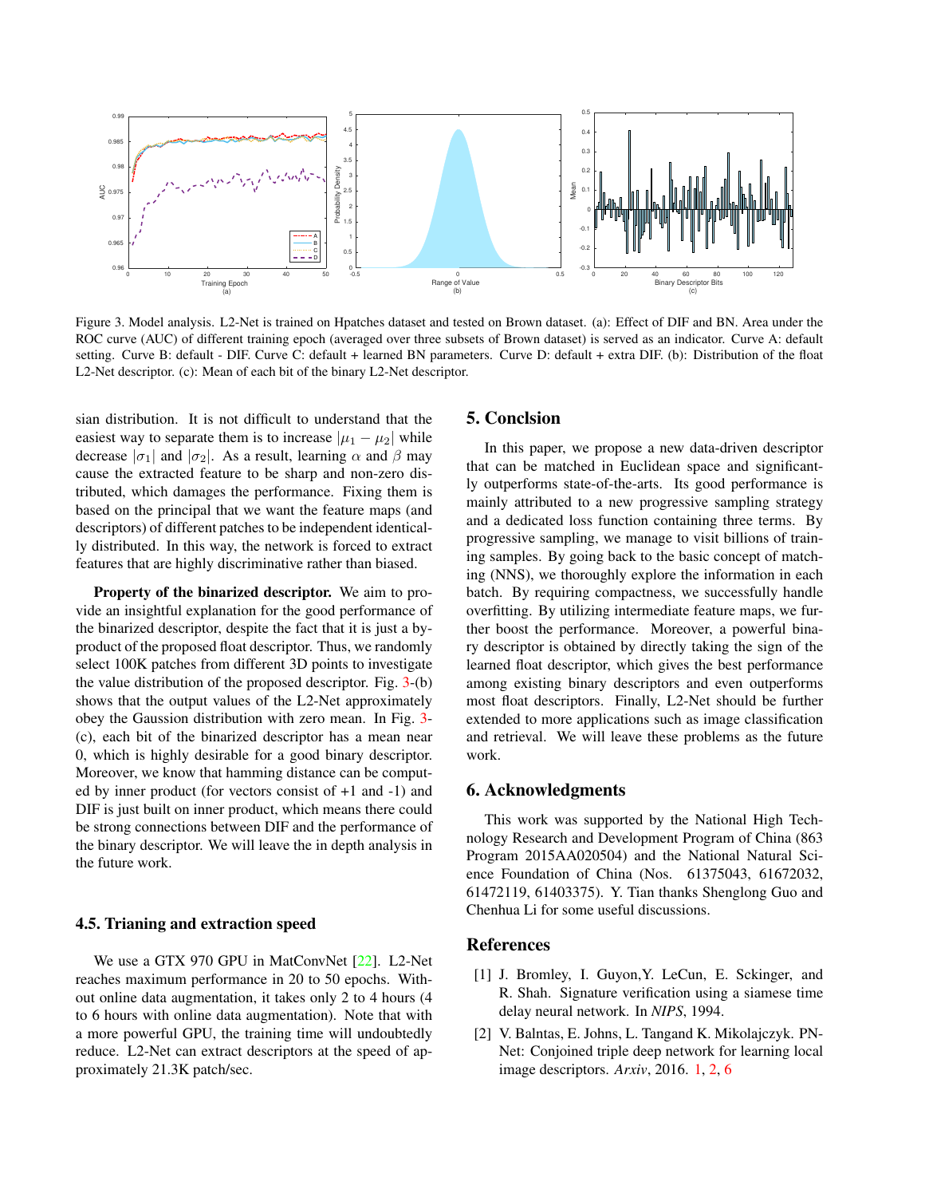Figure 3. Model analysis. L2-Net is trained on Hpatches dataset and tested on Brown dataset. (a): Effect of DIF and BN. Area under the ROC curve (AUC) of different training epoch (averaged over three subsets of Brown dataset) is served as an indicator. Curve A: default setting. Curve B: default - DIF. Curve C: default + learned BN parameters. Curve D: default + extra DIF. (b): Distribution of the float L2-Net descriptor. (c): Mean of each bit of the binary L2-Net descriptor.

sian distribution. It is not difficult to understand that the easiest way to separate them is to increase $|\mu_1 - \mu_2|$ while decrease $|\sigma_1|$ and $|\sigma_2|$. As a result, learning $\alpha$ and $\beta$ may cause the extracted feature to be sharp and non-zero distributed, which damages the performance. Fixing them is based on the principal that we want the feature maps (and descriptors) of different patches to be independent identically distributed. In this way, the network is forced to extract features that are highly discriminative rather than biased.

**Property of the binarized descriptor.** We aim to provide an insightful explanation for the good performance of the binarized descriptor, despite the fact that it is just a by-product of the proposed float descriptor. Thus, we randomly select 100K patches from different 3D points to investigate the value distribution of the proposed descriptor. Fig. 3-(b) shows that the output values of the L2-Net approximately obey the Gaussion distribution with zero mean. In Fig. 3-(c), each bit of the binarized descriptor has a mean near 0, which is highly desirable for a good binary descriptor. Moreover, we know that hamming distance can be computed by inner product (for vectors consist of +1 and -1) and DIF is just built on inner product, which means there could be strong connections between DIF and the performance of the binary descriptor. We will leave the in depth analysis in the future work.

### 4.5. Trianing and extraction speed

We use a GTX 970 GPU in MatConvNet [22]. L2-Net reaches maximum performance in 20 to 50 epochs. Without online data augmentation, it takes only 2 to 4 hours (4 to 6 hours with online data augmentation). Note that with a more powerful GPU, the training time will undoubtedly reduce. L2-Net can extract descriptors at the speed of approximately 21.3K patch/sec.

## 5. Conclsion

In this paper, we propose a new data-driven descriptor that can be matched in Euclidean space and significantly outperforms state-of-the-arts. Its good performance is mainly attributed to a new progressive sampling strategy and a dedicated loss function containing three terms. By progressive sampling, we manage to visit billions of training samples. By going back to the basic concept of matching (NNS), we thoroughly explore the information in each batch. By requiring compactness, we successfully handle overfitting. By utilizing intermediate feature maps, we further boost the performance. Moreover, a powerful binary descriptor is obtained by directly taking the sign of the learned float descriptor, which gives the best performance among existing binary descriptors and even outperforms most float descriptors. Finally, L2-Net should be further extended to more applications such as image classification and retrieval. We will leave these problems as the future work.

## 6. Acknowledgments

This work was supported by the National High Technology Research and Development Program of China (863 Program 2015AA020504) and the National Natural Science Foundation of China (Nos. 61375043, 61672032, 61472119, 61403375). Y. Tian thanks Shenglong Guo and Chenhua Li for some useful discussions.

## References

[1] J. Bromley, I. Guyon,Y. LeCun, E. Sckinger, and R. Shah. Signature verification using a siamese time delay neural network. In *NIPS*, 1994.

[2] V. Balntas, E. Johns, L. Tangand K. Mikolajczyk. PN-Net: Conjoined triple deep network for learning local image descriptors. *Arxiv*, 2016. 1, 2, 6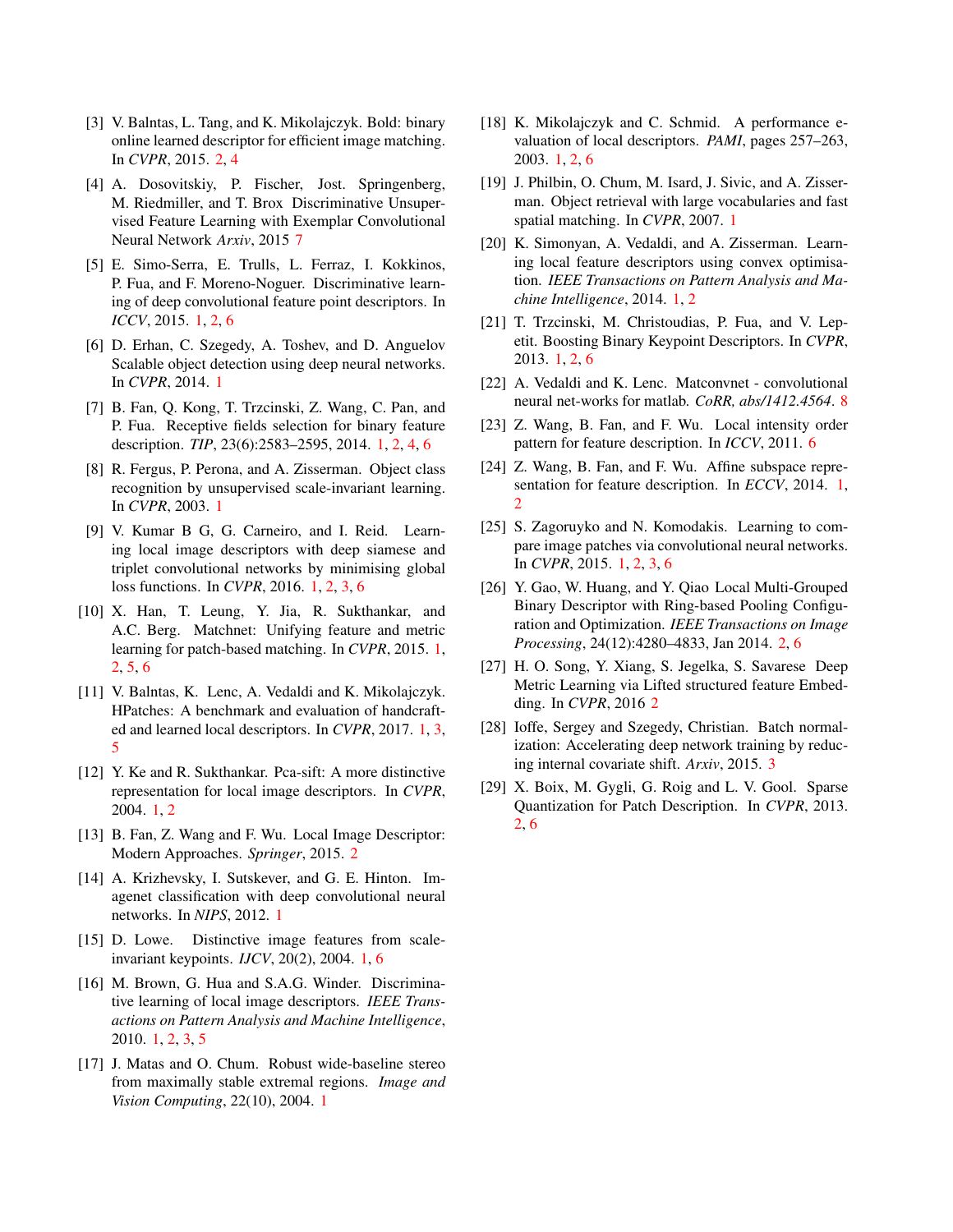[3] V. Balntas, L. Tang, and K. Mikolajczyk. Bold: binary online learned descriptor for efficient image matching. In *CVPR*, 2015. 2, 4

[4] A. Dosovitskiy, P. Fischer, Jost. Springenberg, M. Riedmiller, and T. Brox Discriminative Unsupervised Feature Learning with Exemplar Convolutional Neural Network *Arxiv*, 2015 7

[5] E. Simo-Serra, E. Trulls, L. Ferraz, I. Kokkinos, P. Fua, and F. Moreno-Noguer. Discriminative learning of deep convolutional feature point descriptors. In *ICCV*, 2015. 1, 2, 6

[6] D. Erhan, C. Szegedy, A. Toshev, and D. Anguelov Scalable object detection using deep neural networks. In *CVPR*, 2014. 1

[7] B. Fan, Q. Kong, T. Trzcinski, Z. Wang, C. Pan, and P. Fua. Receptive fields selection for binary feature description. *TIP*, 23(6):2583–2595, 2014. 1, 2, 4, 6

[8] R. Fergus, P. Perona, and A. Zisserman. Object class recognition by unsupervised scale-invariant learning. In *CVPR*, 2003. 1

[9] V. Kumar B G, G. Carneiro, and I. Reid. Learning local image descriptors with deep siamese and triplet convolutional networks by minimising global loss functions. In *CVPR*, 2016. 1, 2, 3, 6

[10] X. Han, T. Leung, Y. Jia, R. Sukthankar, and A.C. Berg. Matchnet: Unifying feature and metric learning for patch-based matching. In *CVPR*, 2015. 1, 2, 5, 6

[11] V. Balntas, K. Lenc, A. Vedaldi and K. Mikolajczyk. HPatches: A benchmark and evaluation of handcrafted and learned local descriptors. In *CVPR*, 2017. 1, 3, 5

[12] Y. Ke and R. Sukthankar. Pca-sift: A more distinctive representation for local image descriptors. In *CVPR*, 2004. 1, 2

[13] B. Fan, Z. Wang and F. Wu. Local Image Descriptor: Modern Approaches. *Springer*, 2015. 2

[14] A. Krizhevsky, I. Sutskever, and G. E. Hinton. Imagenet classification with deep convolutional neural networks. In *NIPS*, 2012. 1

[15] D. Lowe. Distinctive image features from scale-invariant keypoints. *IJCV*, 20(2), 2004. 1, 6

[16] M. Brown, G. Hua and S.A.G. Winder. Discriminative learning of local image descriptors. *IEEE Transactions on Pattern Analysis and Machine Intelligence*, 2010. 1, 2, 3, 5

[17] J. Matas and O. Chum. Robust wide-baseline stereo from maximally stable extremal regions. *Image and Vision Computing*, 22(10), 2004. 1

[18] K. Mikolajczyk and C. Schmid. A performance evaluation of local descriptors. *PAMI*, pages 257–263, 2003. 1, 2, 6

[19] J. Philbin, O. Chum, M. Isard, J. Sivic, and A. Zisserman. Object retrieval with large vocabularies and fast spatial matching. In *CVPR*, 2007. 1

[20] K. Simonyan, A. Vedaldi, and A. Zisserman. Learning local feature descriptors using convex optimisation. *IEEE Transactions on Pattern Analysis and Machine Intelligence*, 2014. 1, 2

[21] T. Trzcinski, M. Christoudias, P. Fua, and V. Lepetit. Boosting Binary Keypoint Descriptors. In *CVPR*, 2013. 1, 2, 6

[22] A. Vedaldi and K. Lenc. Matconvnet - convolutional neural net-works for matlab. *CoRR, abs/1412.4564*. 8

[23] Z. Wang, B. Fan, and F. Wu. Local intensity order pattern for feature description. In *ICCV*, 2011. 6

[24] Z. Wang, B. Fan, and F. Wu. Affine subspace representation for feature description. In *ECCV*, 2014. 1, 2

[25] S. Zagoruyko and N. Komodakis. Learning to compare image patches via convolutional neural networks. In *CVPR*, 2015. 1, 2, 3, 6

[26] Y. Gao, W. Huang, and Y. Qiao Local Multi-Grouped Binary Descriptor with Ring-based Pooling Configuration and Optimization. *IEEE Transactions on Image Processing*, 24(12):4280–4833, Jan 2014. 2, 6

[27] H. O. Song, Y. Xiang, S. Jegelka, S. Savarese Deep Metric Learning via Lifted structured feature Embedding. In *CVPR*, 2016 2

[28] Ioffe, Sergey and Szegedy, Christian. Batch normalization: Accelerating deep network training by reducing internal covariate shift. *Arxiv*, 2015. 3

[29] X. Boix, M. Gygli, G. Roig and L. V. Gool. Sparse Quantization for Patch Description. In *CVPR*, 2013. 2, 6